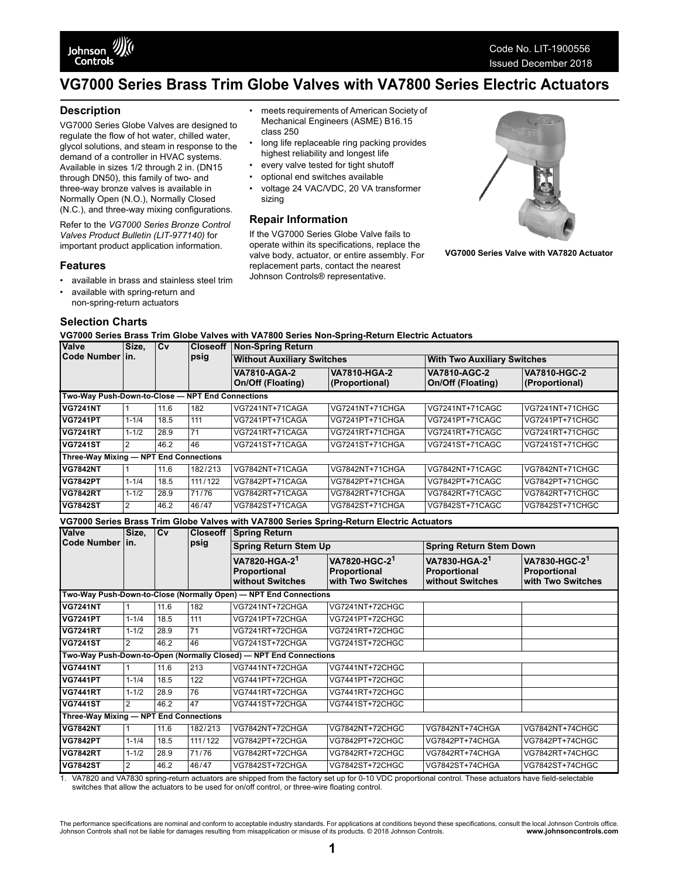Code No. LIT-1900556
Issued December 2018

# VG7000 Series Brass Trim Globe Valves with VA7800 Series Electric Actuators

## Description

VG7000 Series Globe Valves are designed to regulate the flow of hot water, chilled water, glycol solutions, and steam in response to the demand of a controller in HVAC systems. Available in sizes 1/2 through 2 in. (DN15 through DN50), this family of two- and three-way bronze valves is available in Normally Open (N.O.), Normally Closed (N.C.), and three-way mixing configurations.

Refer to the *VG7000 Series Bronze Control Valves Product Bulletin (LIT-977140)* for important product application information.

## Features

- available in brass and stainless steel trim
- available with spring-return and non-spring-return actuators
- meets requirements of American Society of Mechanical Engineers (ASME) B16.15 class 250
- long life replaceable ring packing provides highest reliability and longest life
- every valve tested for tight shutoff
- optional end switches available
- voltage 24 VAC/VDC, 20 VA transformer sizing

## Repair Information

If the VG7000 Series Globe Valve fails to operate within its specifications, replace the valve body, actuator, or entire assembly. For replacement parts, contact the nearest Johnson Controls® representative.

**VG7000 Series Valve with VA7820 Actuator**

## Selection Charts

**VG7000 Series Brass Trim Globe Valves with VA7800 Series Non-Spring-Return Electric Actuators**

| Valve Code Number | Size, in. | Cv | Closeoff psig | Non-Spring Return | | | |
|---|---|---|---|---|---|---|---|
| | | | | Without Auxiliary Switches | | With Two Auxiliary Switches | |
| | | | | VA7810-AGA-2 On/Off (Floating) | VA7810-HGA-2 (Proportional) | VA7810-AGC-2 On/Off (Floating) | VA7810-HGC-2 (Proportional) |
| **Two-Way Push-Down-to-Close — NPT End Connections** | | | | | | | |
| VG7241NT | 1 | 11.6 | 182 | VG7241NT+71CAGA | VG7241NT+71CHGA | VG7241NT+71CAGC | VG7241NT+71CHGC |
| VG7241PT | 1-1/4 | 18.5 | 111 | VG7241PT+71CAGA | VG7241PT+71CHGA | VG7241PT+71CAGC | VG7241PT+71CHGC |
| VG7241RT | 1-1/2 | 28.9 | 71 | VG7241RT+71CAGA | VG7241RT+71CHGA | VG7241RT+71CAGC | VG7241RT+71CHGC |
| VG7241ST | 2 | 46.2 | 46 | VG7241ST+71CAGA | VG7241ST+71CHGA | VG7241ST+71CAGC | VG7241ST+71CHGC |
| **Three-Way Mixing — NPT End Connections** | | | | | | | |
| VG7842NT | 1 | 11.6 | 182/213 | VG7842NT+71CAGA | VG7842NT+71CHGA | VG7842NT+71CAGC | VG7842NT+71CHGC |
| VG7842PT | 1-1/4 | 18.5 | 111/122 | VG7842PT+71CAGA | VG7842PT+71CHGA | VG7842PT+71CAGC | VG7842PT+71CHGC |
| VG7842RT | 1-1/2 | 28.9 | 71/76 | VG7842RT+71CAGA | VG7842RT+71CHGA | VG7842RT+71CAGC | VG7842RT+71CHGC |
| VG7842ST | 2 | 46.2 | 46/47 | VG7842ST+71CAGA | VG7842ST+71CHGA | VG7842ST+71CAGC | VG7842ST+71CHGC |

**VG7000 Series Brass Trim Globe Valves with VA7800 Series Spring-Return Electric Actuators**

| Valve Code Number | Size, in. | Cv | Closeoff psig | Spring Return | | | |
|---|---|---|---|---|---|---|---|
| | | | | Spring Return Stem Up | | Spring Return Stem Down | |
| | | | | VA7820-HGA-2[1] Proportional without Switches | VA7820-HGC-2[1] Proportional with Two Switches | VA7830-HGA-2[1] Proportional without Switches | VA7830-HGC-2[1] Proportional with Two Switches |
| **Two-Way Push-Down-to-Close (Normally Open) — NPT End Connections** | | | | | | | |
| VG7241NT | 1 | 11.6 | 182 | VG7241NT+72CHGA | VG7241NT+72CHGC | | |
| VG7241PT | 1-1/4 | 18.5 | 111 | VG7241PT+72CHGA | VG7241PT+72CHGC | | |
| VG7241RT | 1-1/2 | 28.9 | 71 | VG7241RT+72CHGA | VG7241RT+72CHGC | | |
| VG7241ST | 2 | 46.2 | 46 | VG7241ST+72CHGA | VG7241ST+72CHGC | | |
| **Two-Way Push-Down-to-Open (Normally Closed) — NPT End Connections** | | | | | | | |
| VG7441NT | 1 | 11.6 | 213 | VG7441NT+72CHGA | VG7441NT+72CHGC | | |
| VG7441PT | 1-1/4 | 18.5 | 122 | VG7441PT+72CHGA | VG7441PT+72CHGC | | |
| VG7441RT | 1-1/2 | 28.9 | 76 | VG7441RT+72CHGA | VG7441RT+72CHGC | | |
| VG7441ST | 2 | 46.2 | 47 | VG7441ST+72CHGA | VG7441ST+72CHGC | | |
| **Three-Way Mixing — NPT End Connections** | | | | | | | |
| VG7842NT | 1 | 11.6 | 182/213 | VG7842NT+72CHGA | VG7842NT+72CHGC | VG7842NT+74CHGA | VG7842NT+74CHGC |
| VG7842PT | 1-1/4 | 18.5 | 111/122 | VG7842PT+72CHGA | VG7842PT+72CHGC | VG7842PT+74CHGA | VG7842PT+74CHGC |
| VG7842RT | 1-1/2 | 28.9 | 71/76 | VG7842RT+72CHGA | VG7842RT+72CHGC | VG7842RT+74CHGA | VG7842RT+74CHGC |
| VG7842ST | 2 | 46.2 | 46/47 | VG7842ST+72CHGA | VG7842ST+72CHGC | VG7842ST+74CHGA | VG7842ST+74CHGC |

1. VA7820 and VA7830 spring-return actuators are shipped from the factory set up for 0-10 VDC proportional control. These actuators have field-selectable switches that allow the actuators to be used for on/off control, or three-wire floating control.

The performance specifications are nominal and conform to acceptable industry standards. For applications at conditions beyond these specifications, consult the local Johnson Controls office. Johnson Controls shall not be liable for damages resulting from misapplication or misuse of its products. © 2018 Johnson Controls. **www.johnsoncontrols.com**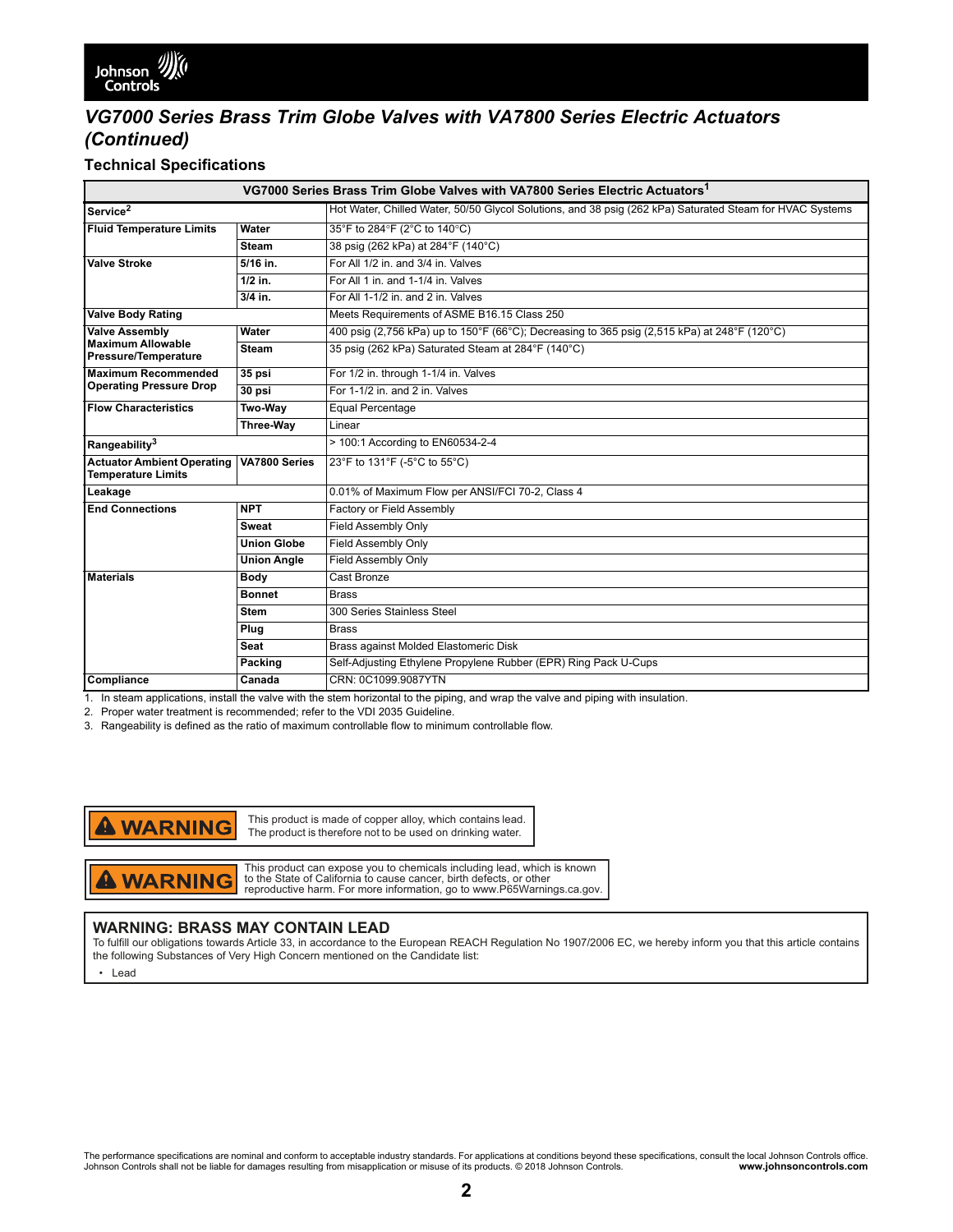# VG7000 Series Brass Trim Globe Valves with VA7800 Series Electric Actuators (Continued)

## Technical Specifications

| VG7000 Series Brass Trim Globe Valves with VA7800 Series Electric Actuators[1] | | |
|---|---|---|
| **Service[2]** | | Hot Water, Chilled Water, 50/50 Glycol Solutions, and 38 psig (262 kPa) Saturated Steam for HVAC Systems |
| **Fluid Temperature Limits** | **Water** | 35°F to 284°F (2°C to 140°C) |
| | **Steam** | 38 psig (262 kPa) at 284°F (140°C) |
| **Valve Stroke** | **5/16 in.** | For All 1/2 in. and 3/4 in. Valves |
| | **1/2 in.** | For All 1 in. and 1-1/4 in. Valves |
| | **3/4 in.** | For All 1-1/2 in. and 2 in. Valves |
| **Valve Body Rating** | | Meets Requirements of ASME B16.15 Class 250 |
| **Valve Assembly Maximum Allowable Pressure/Temperature** | **Water** | 400 psig (2,756 kPa) up to 150°F (66°C); Decreasing to 365 psig (2,515 kPa) at 248°F (120°C) |
| | **Steam** | 35 psig (262 kPa) Saturated Steam at 284°F (140°C) |
| **Maximum Recommended Operating Pressure Drop** | **35 psi** | For 1/2 in. through 1-1/4 in. Valves |
| | **30 psi** | For 1-1/2 in. and 2 in. Valves |
| **Flow Characteristics** | **Two-Way** | Equal Percentage |
| | **Three-Way** | Linear |
| **Rangeability[3]** | | > 100:1 According to EN60534-2-4 |
| **Actuator Ambient Operating Temperature Limits** | **VA7800 Series** | 23°F to 131°F (-5°C to 55°C) |
| **Leakage** | | 0.01% of Maximum Flow per ANSI/FCI 70-2, Class 4 |
| **End Connections** | **NPT** | Factory or Field Assembly |
| | **Sweat** | Field Assembly Only |
| | **Union Globe** | Field Assembly Only |
| | **Union Angle** | Field Assembly Only |
| **Materials** | **Body** | Cast Bronze |
| | **Bonnet** | Brass |
| | **Stem** | 300 Series Stainless Steel |
| | **Plug** | Brass |
| | **Seat** | Brass against Molded Elastomeric Disk |
| | **Packing** | Self-Adjusting Ethylene Propylene Rubber (EPR) Ring Pack U-Cups |
| **Compliance** | **Canada** | CRN: 0C1099.9087YTN |

1. In steam applications, install the valve with the stem horizontal to the piping, and wrap the valve and piping with insulation.
2. Proper water treatment is recommended; refer to the VDI 2035 Guideline.
3. Rangeability is defined as the ratio of maximum controllable flow to minimum controllable flow.

**⚠ WARNING** This product is made of copper alloy, which contains lead. The product is therefore not to be used on drinking water.

**⚠ WARNING** This product can expose you to chemicals including lead, which is known to the State of California to cause cancer, birth defects, or other reproductive harm. For more information, go to www.P65Warnings.ca.gov.

**WARNING: BRASS MAY CONTAIN LEAD**

To fulfill our obligations towards Article 33, in accordance to the European REACH Regulation No 1907/2006 EC, we hereby inform you that this article contains the following Substances of Very High Concern mentioned on the Candidate list:

- Lead

The performance specifications are nominal and conform to acceptable industry standards. For applications at conditions beyond these specifications, consult the local Johnson Controls office. Johnson Controls shall not be liable for damages resulting from misapplication or misuse of its products. © 2018 Johnson Controls. **www.johnsoncontrols.com**